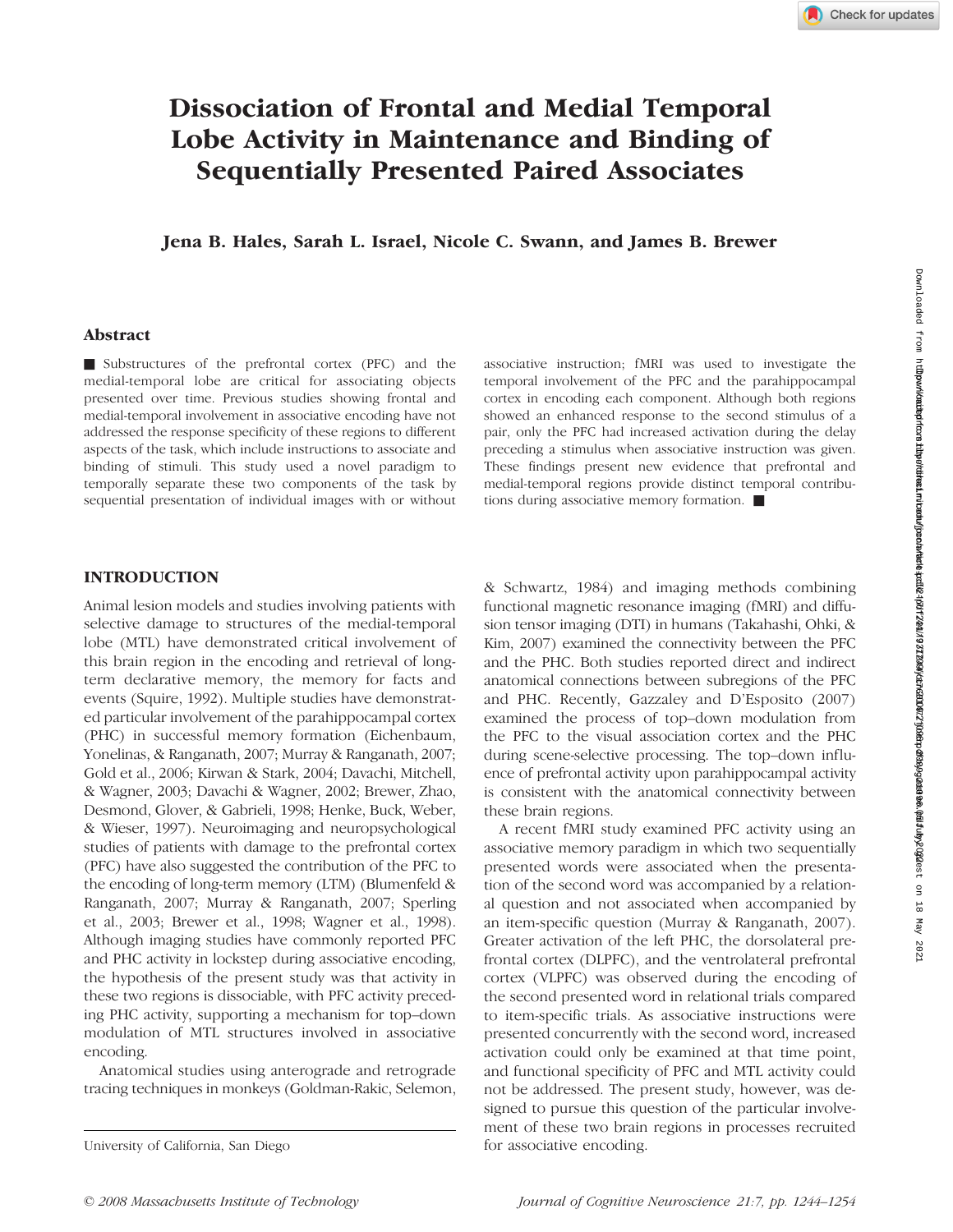# Dissociation of Frontal and Medial Temporal Lobe Activity in Maintenance and Binding of Sequentially Presented Paired Associates

**Jena B. Hales, Sarah L. Israel, Nicole C. Swann, and James B. Brewer**

## Abstract

■ Substructures of the prefrontal cortex (PFC) and the medial-temporal lobe are critical for associating objects presented over time. Previous studies showing frontal and medial-temporal involvement in associative encoding have not addressed the response specificity of these regions to different aspects of the task, which include instructions to associate and binding of stimuli. This study used a novel paradigm to temporally separate these two components of the task by sequential presentation of individual images with or without associative instruction; fMRI was used to investigate the temporal involvement of the PFC and the parahippocampal cortex in encoding each component. Although both regions showed an enhanced response to the second stimulus of a pair, only the PFC had increased activation during the delay preceding a stimulus when associative instruction was given. These findings present new evidence that prefrontal and medial-temporal regions provide distinct temporal contributions during associative memory formation. ■

## INTRODUCTION

Animal lesion models and studies involving patients with selective damage to structures of the medial-temporal lobe (MTL) have demonstrated critical involvement of this brain region in the encoding and retrieval of long-term declarative memory, the memory for facts and events (Squire, 1992). Multiple studies have demonstrated particular involvement of the parahippocampal cortex (PHC) in successful memory formation (Eichenbaum, Yonelinas, & Ranganath, 2007; Murray & Ranganath, 2007; Gold et al., 2006; Kirwan & Stark, 2004; Davachi, Mitchell, & Wagner, 2003; Davachi & Wagner, 2002; Brewer, Zhao, Desmond, Glover, & Gabrieli, 1998; Henke, Buck, Weber, & Wieser, 1997). Neuroimaging and neuropsychological studies of patients with damage to the prefrontal cortex (PFC) have also suggested the contribution of the PFC to the encoding of long-term memory (LTM) (Blumenfeld & Ranganath, 2007; Murray & Ranganath, 2007; Sperling et al., 2003; Brewer et al., 1998; Wagner et al., 1998). Although imaging studies have commonly reported PFC and PHC activity in lockstep during associative encoding, the hypothesis of the present study was that activity in these two regions is dissociable, with PFC activity preceding PHC activity, supporting a mechanism for top–down modulation of MTL structures involved in associative encoding.

Anatomical studies using anterograde and retrograde tracing techniques in monkeys (Goldman-Rakic, Selemon, & Schwartz, 1984) and imaging methods combining functional magnetic resonance imaging (fMRI) and diffusion tensor imaging (DTI) in humans (Takahashi, Ohki, & Kim, 2007) examined the connectivity between the PFC and the PHC. Both studies reported direct and indirect anatomical connections between subregions of the PFC and PHC. Recently, Gazzaley and D'Esposito (2007) examined the process of top–down modulation from the PFC to the visual association cortex and the PHC during scene-selective processing. The top–down influence of prefrontal activity upon parahippocampal activity is consistent with the anatomical connectivity between these brain regions.

A recent fMRI study examined PFC activity using an associative memory paradigm in which two sequentially presented words were associated when the presentation of the second word was accompanied by a relational question and not associated when accompanied by an item-specific question (Murray & Ranganath, 2007). Greater activation of the left PHC, the dorsolateral prefrontal cortex (DLPFC), and the ventrolateral prefrontal cortex (VLPFC) was observed during the encoding of the second presented word in relational trials compared to item-specific trials. As associative instructions were presented concurrently with the second word, increased activation could only be examined at that time point, and functional specificity of PFC and MTL activity could not be addressed. The present study, however, was designed to pursue this question of the particular involvement of these two brain regions in processes recruited for associative encoding.

University of California, San Diego

© 2008 Massachusetts Institute of Technology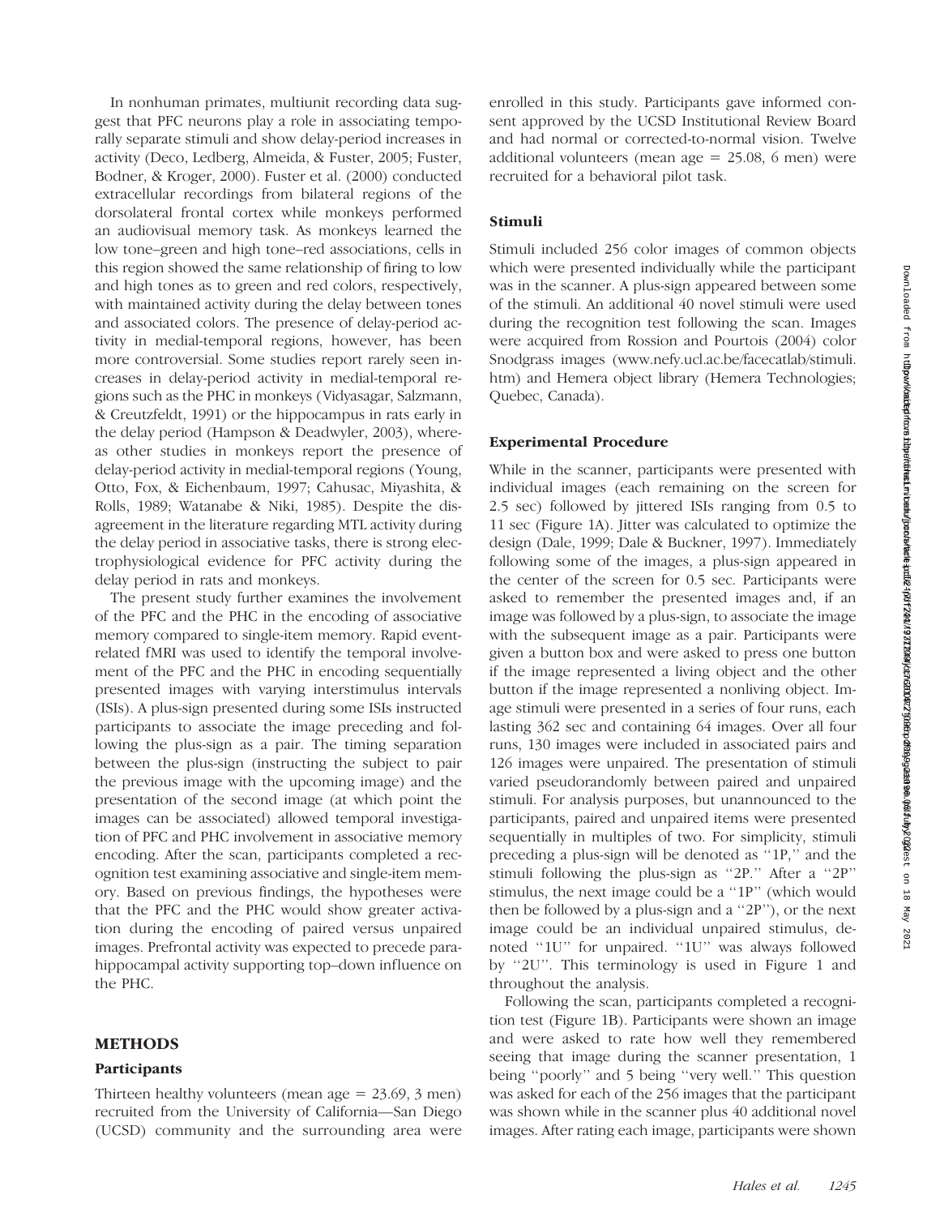In nonhuman primates, multiunit recording data suggest that PFC neurons play a role in associating temporally separate stimuli and show delay-period increases in activity (Deco, Ledberg, Almeida, & Fuster, 2005; Fuster, Bodner, & Kroger, 2000). Fuster et al. (2000) conducted extracellular recordings from bilateral regions of the dorsolateral frontal cortex while monkeys performed an audiovisual memory task. As monkeys learned the low tone–green and high tone–red associations, cells in this region showed the same relationship of firing to low and high tones as to green and red colors, respectively, with maintained activity during the delay between tones and associated colors. The presence of delay-period activity in medial-temporal regions, however, has been more controversial. Some studies report rarely seen increases in delay-period activity in medial-temporal regions such as the PHC in monkeys (Vidyasagar, Salzmann, & Creutzfeldt, 1991) or the hippocampus in rats early in the delay period (Hampson & Deadwyler, 2003), whereas other studies in monkeys report the presence of delay-period activity in medial-temporal regions (Young, Otto, Fox, & Eichenbaum, 1997; Cahusac, Miyashita, & Rolls, 1989; Watanabe & Niki, 1985). Despite the disagreement in the literature regarding MTL activity during the delay period in associative tasks, there is strong electrophysiological evidence for PFC activity during the delay period in rats and monkeys.

The present study further examines the involvement of the PFC and the PHC in the encoding of associative memory compared to single-item memory. Rapid event-related fMRI was used to identify the temporal involvement of the PFC and the PHC in encoding sequentially presented images with varying interstimulus intervals (ISIs). A plus-sign presented during some ISIs instructed participants to associate the image preceding and following the plus-sign as a pair. The timing separation between the plus-sign (instructing the subject to pair the previous image with the upcoming image) and the presentation of the second image (at which point the images can be associated) allowed temporal investigation of PFC and PHC involvement in associative memory encoding. After the scan, participants completed a recognition test examining associative and single-item memory. Based on previous findings, the hypotheses were that the PFC and the PHC would show greater activation during the encoding of paired versus unpaired images. Prefrontal activity was expected to precede parahippocampal activity supporting top–down influence on the PHC.

## METHODS

### Participants

Thirteen healthy volunteers (mean age = 23.69, 3 men) recruited from the University of California—San Diego (UCSD) community and the surrounding area were enrolled in this study. Participants gave informed consent approved by the UCSD Institutional Review Board and had normal or corrected-to-normal vision. Twelve additional volunteers (mean age = 25.08, 6 men) were recruited for a behavioral pilot task.

### Stimuli

Stimuli included 256 color images of common objects which were presented individually while the participant was in the scanner. A plus-sign appeared between some of the stimuli. An additional 40 novel stimuli were used during the recognition test following the scan. Images were acquired from Rossion and Pourtois (2004) color Snodgrass images (www.nefy.ucl.ac.be/facecatlab/stimuli.htm) and Hemera object library (Hemera Technologies; Quebec, Canada).

### Experimental Procedure

While in the scanner, participants were presented with individual images (each remaining on the screen for 2.5 sec) followed by jittered ISIs ranging from 0.5 to 11 sec (Figure 1A). Jitter was calculated to optimize the design (Dale, 1999; Dale & Buckner, 1997). Immediately following some of the images, a plus-sign appeared in the center of the screen for 0.5 sec. Participants were asked to remember the presented images and, if an image was followed by a plus-sign, to associate the image with the subsequent image as a pair. Participants were given a button box and were asked to press one button if the image represented a living object and the other button if the image represented a nonliving object. Image stimuli were presented in a series of four runs, each lasting 362 sec and containing 64 images. Over all four runs, 130 images were included in associated pairs and 126 images were unpaired. The presentation of stimuli varied pseudorandomly between paired and unpaired stimuli. For analysis purposes, but unannounced to the participants, paired and unpaired items were presented sequentially in multiples of two. For simplicity, stimuli preceding a plus-sign will be denoted as ''1P,'' and the stimuli following the plus-sign as ''2P.'' After a ''2P'' stimulus, the next image could be a ''1P'' (which would then be followed by a plus-sign and a ''2P''), or the next image could be an individual unpaired stimulus, denoted ''1U'' for unpaired. ''1U'' was always followed by ''2U''. This terminology is used in Figure 1 and throughout the analysis.

Following the scan, participants completed a recognition test (Figure 1B). Participants were shown an image and were asked to rate how well they remembered seeing that image during the scanner presentation, 1 being ''poorly'' and 5 being ''very well.'' This question was asked for each of the 256 images that the participant was shown while in the scanner plus 40 additional novel images. After rating each image, participants were shown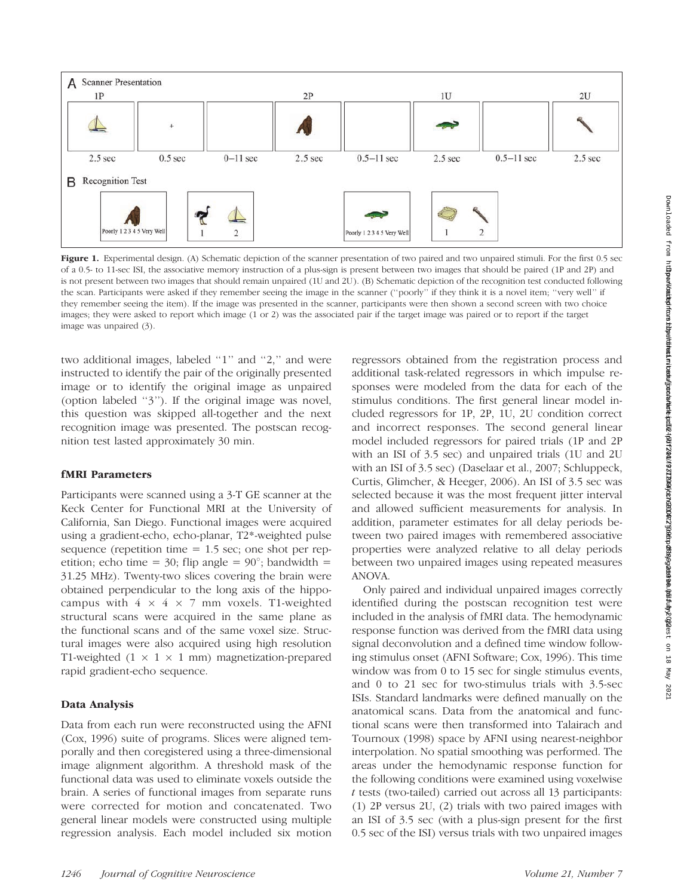**Figure 1.** Experimental design. (A) Schematic depiction of the scanner presentation of two paired and two unpaired stimuli. For the first 0.5 sec of a 0.5- to 11-sec ISI, the associative memory instruction of a plus-sign is present between two images that should be paired (1P and 2P) and is not present between two images that should remain unpaired (1U and 2U). (B) Schematic depiction of the recognition test conducted following the scan. Participants were asked if they remember seeing the image in the scanner (''poorly'' if they think it is a novel item; ''very well'' if they remember seeing the item). If the image was presented in the scanner, participants were then shown a second screen with two choice images; they were asked to report which image (1 or 2) was the associated pair if the target image was paired or to report if the target image was unpaired (3).

two additional images, labeled ''1'' and ''2,'' and were instructed to identify the pair of the originally presented image or to identify the original image as unpaired (option labeled ''3''). If the original image was novel, this question was skipped all-together and the next recognition image was presented. The postscan recognition test lasted approximately 30 min.

### fMRI Parameters

Participants were scanned using a 3-T GE scanner at the Keck Center for Functional MRI at the University of California, San Diego. Functional images were acquired using a gradient-echo, echo-planar, T2*-weighted pulse sequence (repetition time = 1.5 sec; one shot per repetition; echo time = 30; flip angle = 90°; bandwidth = 31.25 MHz). Twenty-two slices covering the brain were obtained perpendicular to the long axis of the hippocampus with $4 \times 4 \times 7$ mm voxels. T1-weighted structural scans were acquired in the same plane as the functional scans and of the same voxel size. Structural images were also acquired using high resolution T1-weighted ($1 \times 1 \times 1$ mm) magnetization-prepared rapid gradient-echo sequence.

### Data Analysis

Data from each run were reconstructed using the AFNI (Cox, 1996) suite of programs. Slices were aligned temporally and then coregistered using a three-dimensional image alignment algorithm. A threshold mask of the functional data was used to eliminate voxels outside the brain. A series of functional images from separate runs were corrected for motion and concatenated. Two general linear models were constructed using multiple regression analysis. Each model included six motion regressors obtained from the registration process and additional task-related regressors in which impulse responses were modeled from the data for each of the stimulus conditions. The first general linear model included regressors for 1P, 2P, 1U, 2U condition correct and incorrect responses. The second general linear model included regressors for paired trials (1P and 2P with an ISI of 3.5 sec) and unpaired trials (1U and 2U with an ISI of 3.5 sec) (Daselaar et al., 2007; Schluppeck, Curtis, Glimcher, & Heeger, 2006). An ISI of 3.5 sec was selected because it was the most frequent jitter interval and allowed sufficient measurements for analysis. In addition, parameter estimates for all delay periods between two paired images with remembered associative properties were analyzed relative to all delay periods between two unpaired images using repeated measures ANOVA.

Only paired and individual unpaired images correctly identified during the postscan recognition test were included in the analysis of fMRI data. The hemodynamic response function was derived from the fMRI data using signal deconvolution and a defined time window following stimulus onset (AFNI Software; Cox, 1996). This time window was from 0 to 15 sec for single stimulus events, and 0 to 21 sec for two-stimulus trials with 3.5-sec ISIs. Standard landmarks were defined manually on the anatomical scans. Data from the anatomical and functional scans were then transformed into Talairach and Tournoux (1998) space by AFNI using nearest-neighbor interpolation. No spatial smoothing was performed. The areas under the hemodynamic response function for the following conditions were examined using voxelwise $t$ tests (two-tailed) carried out across all 13 participants: (1) 2P versus 2U, (2) trials with two paired images with an ISI of 3.5 sec (with a plus-sign present for the first 0.5 sec of the ISI) versus trials with two unpaired images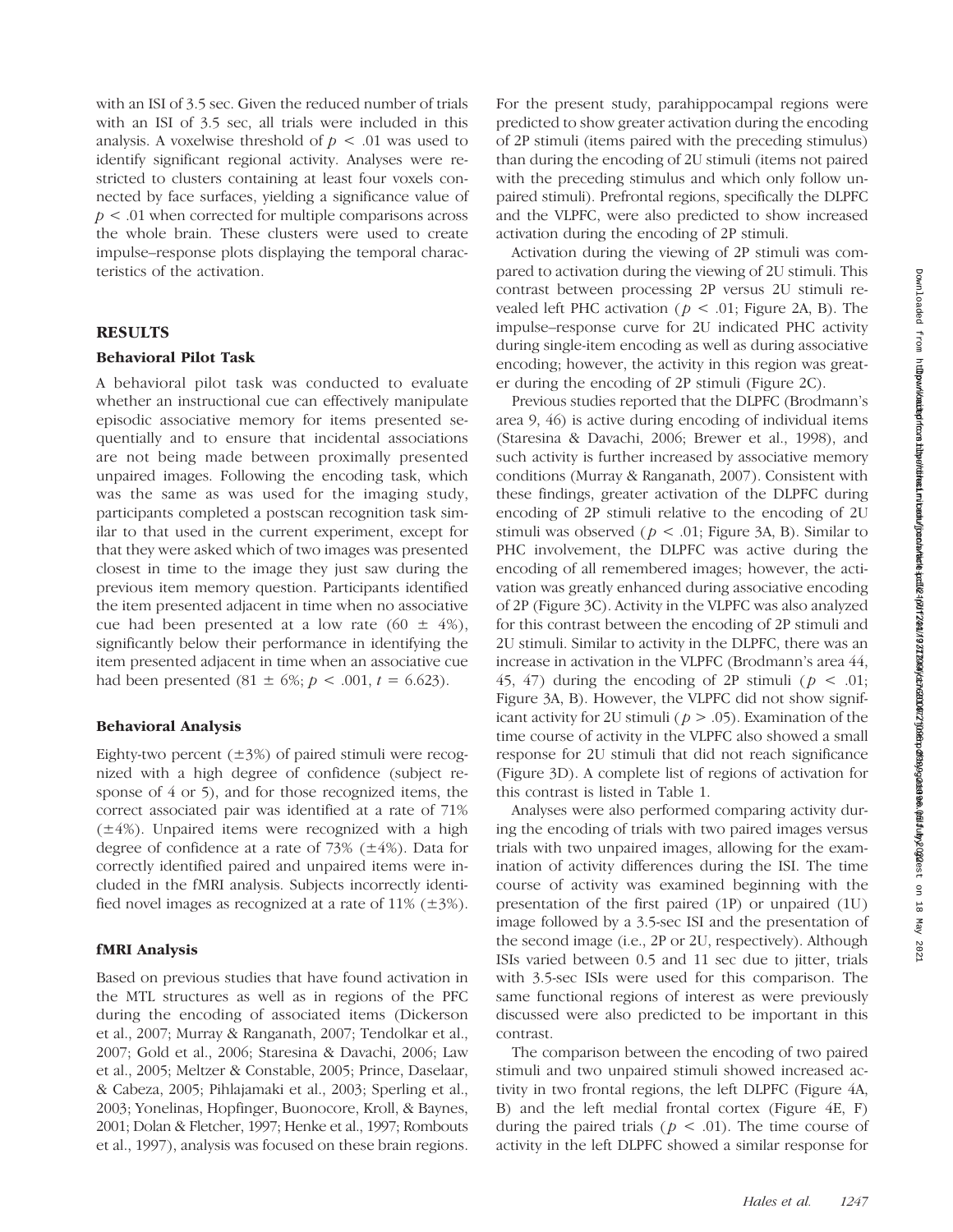with an ISI of 3.5 sec. Given the reduced number of trials with an ISI of 3.5 sec, all trials were included in this analysis. A voxelwise threshold of $p < .01$ was used to identify significant regional activity. Analyses were restricted to clusters containing at least four voxels connected by face surfaces, yielding a significance value of $p < .01$ when corrected for multiple comparisons across the whole brain. These clusters were used to create impulse–response plots displaying the temporal characteristics of the activation.

## RESULTS

### Behavioral Pilot Task

A behavioral pilot task was conducted to evaluate whether an instructional cue can effectively manipulate episodic associative memory for items presented sequentially and to ensure that incidental associations are not being made between proximally presented unpaired images. Following the encoding task, which was the same as was used for the imaging study, participants completed a postscan recognition task similar to that used in the current experiment, except for that they were asked which of two images was presented closest in time to the image they just saw during the previous item memory question. Participants identified the item presented adjacent in time when no associative cue had been presented at a low rate ($60 \pm 4\%$), significantly below their performance in identifying the item presented adjacent in time when an associative cue had been presented ($81 \pm 6\%$; $p < .001$, $t = 6.623$).

### Behavioral Analysis

Eighty-two percent ($\pm 3\%$) of paired stimuli were recognized with a high degree of confidence (subject response of 4 or 5), and for those recognized items, the correct associated pair was identified at a rate of 71% ($\pm 4\%$). Unpaired items were recognized with a high degree of confidence at a rate of 73% ($\pm 4\%$). Data for correctly identified paired and unpaired items were included in the fMRI analysis. Subjects incorrectly identified novel images as recognized at a rate of 11% ($\pm 3\%$).

### fMRI Analysis

Based on previous studies that have found activation in the MTL structures as well as in regions of the PFC during the encoding of associated items (Dickerson et al., 2007; Murray & Ranganath, 2007; Tendolkar et al., 2007; Gold et al., 2006; Staresina & Davachi, 2006; Law et al., 2005; Meltzer & Constable, 2005; Prince, Daselaar, & Cabeza, 2005; Pihlajamaki et al., 2003; Sperling et al., 2003; Yonelinas, Hopfinger, Buonocore, Kroll, & Baynes, 2001; Dolan & Fletcher, 1997; Henke et al., 1997; Rombouts et al., 1997), analysis was focused on these brain regions. For the present study, parahippocampal regions were predicted to show greater activation during the encoding of 2P stimuli (items paired with the preceding stimulus) than during the encoding of 2U stimuli (items not paired with the preceding stimulus and which only follow unpaired stimuli). Prefrontal regions, specifically the DLPFC and the VLPFC, were also predicted to show increased activation during the encoding of 2P stimuli.

Activation during the viewing of 2P stimuli was compared to activation during the viewing of 2U stimuli. This contrast between processing 2P versus 2U stimuli revealed left PHC activation ($p < .01$; Figure 2A, B). The impulse–response curve for 2U indicated PHC activity during single-item encoding as well as during associative encoding; however, the activity in this region was greater during the encoding of 2P stimuli (Figure 2C).

Previous studies reported that the DLPFC (Brodmann's area 9, 46) is active during encoding of individual items (Staresina & Davachi, 2006; Brewer et al., 1998), and such activity is further increased by associative memory conditions (Murray & Ranganath, 2007). Consistent with these findings, greater activation of the DLPFC during encoding of 2P stimuli relative to the encoding of 2U stimuli was observed ($p < .01$; Figure 3A, B). Similar to PHC involvement, the DLPFC was active during the encoding of all remembered images; however, the activation was greatly enhanced during associative encoding of 2P (Figure 3C). Activity in the VLPFC was also analyzed for this contrast between the encoding of 2P stimuli and 2U stimuli. Similar to activity in the DLPFC, there was an increase in activation in the VLPFC (Brodmann's area 44, 45, 47) during the encoding of 2P stimuli ($p < .01$; Figure 3A, B). However, the VLPFC did not show significant activity for 2U stimuli ($p > .05$). Examination of the time course of activity in the VLPFC also showed a small response for 2U stimuli that did not reach significance (Figure 3D). A complete list of regions of activation for this contrast is listed in Table 1.

Analyses were also performed comparing activity during the encoding of trials with two paired images versus trials with two unpaired images, allowing for the examination of activity differences during the ISI. The time course of activity was examined beginning with the presentation of the first paired (1P) or unpaired (1U) image followed by a 3.5-sec ISI and the presentation of the second image (i.e., 2P or 2U, respectively). Although ISIs varied between 0.5 and 11 sec due to jitter, trials with 3.5-sec ISIs were used for this comparison. The same functional regions of interest as were previously discussed were also predicted to be important in this contrast.

The comparison between the encoding of two paired stimuli and two unpaired stimuli showed increased activity in two frontal regions, the left DLPFC (Figure 4A, B) and the left medial frontal cortex (Figure 4E, F) during the paired trials ($p < .01$). The time course of activity in the left DLPFC showed a similar response for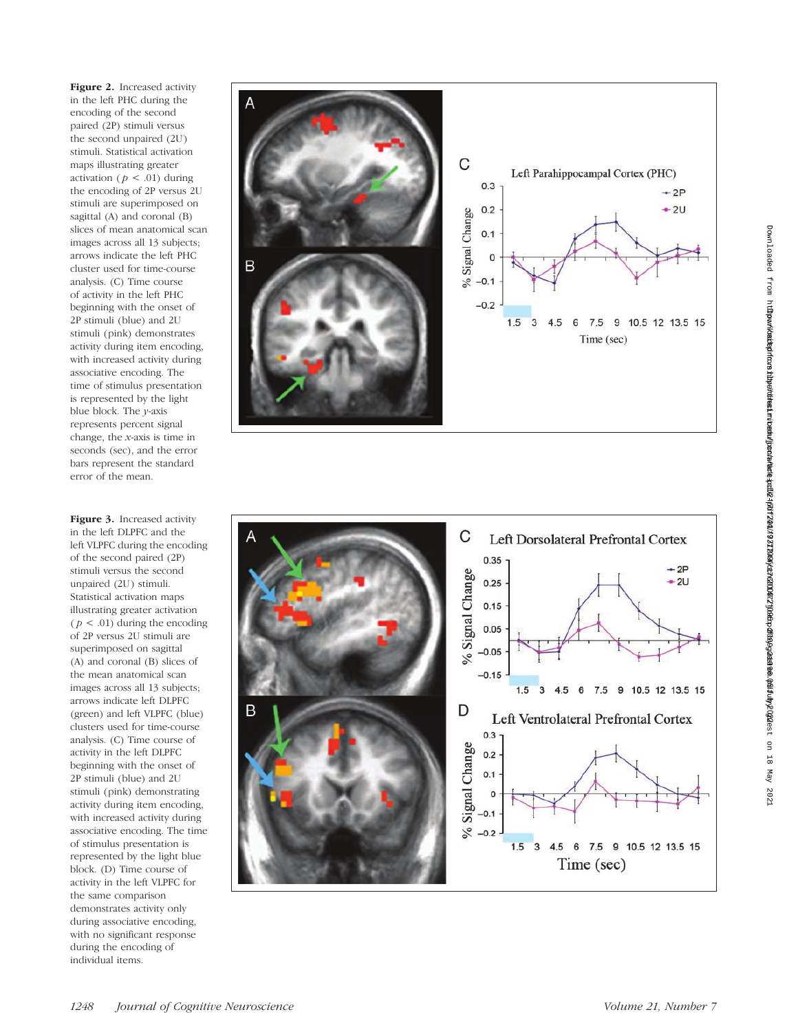**Figure 2.** Increased activity in the left PHC during the encoding of the second paired (2P) stimuli versus the second unpaired (2U) stimuli. Statistical activation maps illustrating greater activation ($p < .01$) during the encoding of 2P versus 2U stimuli are superimposed on sagittal (A) and coronal (B) slices of mean anatomical scan images across all 13 subjects; arrows indicate the left PHC cluster used for time-course analysis. (C) Time course of activity in the left PHC beginning with the onset of 2P stimuli (blue) and 2U stimuli (pink) demonstrates activity during item encoding, with increased activity during associative encoding. The time of stimulus presentation is represented by the light blue block. The *y*-axis represents percent signal change, the *x*-axis is time in seconds (sec), and the error bars represent the standard error of the mean.

**Figure 3.** Increased activity in the left DLPFC and the left VLPFC during the encoding of the second paired (2P) stimuli versus the second unpaired (2U) stimuli. Statistical activation maps illustrating greater activation ($p < .01$) during the encoding of 2P versus 2U stimuli are superimposed on sagittal (A) and coronal (B) slices of the mean anatomical scan images across all 13 subjects; arrows indicate left DLPFC (green) and left VLPFC (blue) clusters used for time-course analysis. (C) Time course of activity in the left DLPFC beginning with the onset of 2P stimuli (blue) and 2U stimuli (pink) demonstrating activity during item encoding, with increased activity during associative encoding. The time of stimulus presentation is represented by the light blue block. (D) Time course of activity in the left VLPFC for the same comparison demonstrates activity only during associative encoding, with no significant response during the encoding of individual items.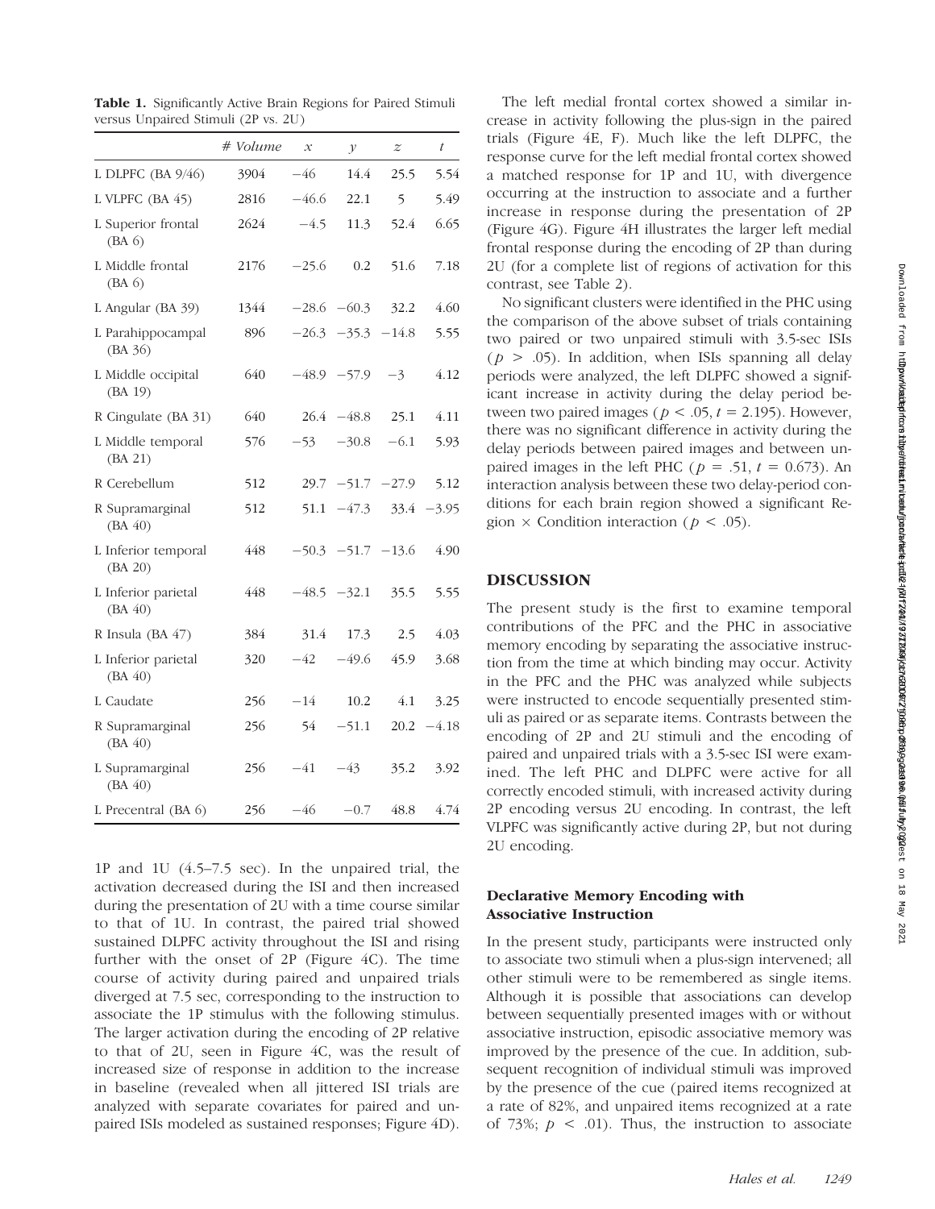**Table 1.** Significantly Active Brain Regions for Paired Stimuli versus Unpaired Stimuli (2P vs. 2U)

| | # Volume | x | y | z | t |
|---|---|---|---|---|---|
| L DLPFC (BA 9/46) | 3904 | −46 | 14.4 | 25.5 | 5.54 |
| L VLPFC (BA 45) | 2816 | −46.6 | 22.1 | 5 | 5.49 |
| L Superior frontal (BA 6) | 2624 | −4.5 | 11.3 | 52.4 | 6.65 |
| L Middle frontal (BA 6) | 2176 | −25.6 | 0.2 | 51.6 | 7.18 |
| L Angular (BA 39) | 1344 | −28.6 | −60.3 | 32.2 | 4.60 |
| L Parahippocampal (BA 36) | 896 | −26.3 | −35.3 | −14.8 | 5.55 |
| L Middle occipital (BA 19) | 640 | −48.9 | −57.9 | −3 | 4.12 |
| R Cingulate (BA 31) | 640 | 26.4 | −48.8 | 25.1 | 4.11 |
| L Middle temporal (BA 21) | 576 | −53 | −30.8 | −6.1 | 5.93 |
| R Cerebellum | 512 | 29.7 | −51.7 | −27.9 | 5.12 |
| R Supramarginal (BA 40) | 512 | 51.1 | −47.3 | 33.4 | −3.95 |
| L Inferior temporal (BA 20) | 448 | −50.3 | −51.7 | −13.6 | 4.90 |
| L Inferior parietal (BA 40) | 448 | −48.5 | −32.1 | 35.5 | 5.55 |
| R Insula (BA 47) | 384 | 31.4 | 17.3 | 2.5 | 4.03 |
| L Inferior parietal (BA 40) | 320 | −42 | −49.6 | 45.9 | 3.68 |
| L Caudate | 256 | −14 | 10.2 | 4.1 | 3.25 |
| R Supramarginal (BA 40) | 256 | 54 | −51.1 | 20.2 | −4.18 |
| L Supramarginal (BA 40) | 256 | −41 | −43 | 35.2 | 3.92 |
| L Precentral (BA 6) | 256 | −46 | −0.7 | 48.8 | 4.74 |

1P and 1U (4.5–7.5 sec). In the unpaired trial, the activation decreased during the ISI and then increased during the presentation of 2U with a time course similar to that of 1U. In contrast, the paired trial showed sustained DLPFC activity throughout the ISI and rising further with the onset of 2P (Figure 4C). The time course of activity during paired and unpaired trials diverged at 7.5 sec, corresponding to the instruction to associate the 1P stimulus with the following stimulus. The larger activation during the encoding of 2P relative to that of 2U, seen in Figure 4C, was the result of increased size of response in addition to the increase in baseline (revealed when all jittered ISI trials are analyzed with separate covariates for paired and unpaired ISIs modeled as sustained responses; Figure 4D).

The left medial frontal cortex showed a similar increase in activity following the plus-sign in the paired trials (Figure 4E, F). Much like the left DLPFC, the response curve for the left medial frontal cortex showed a matched response for 1P and 1U, with divergence occurring at the instruction to associate and a further increase in response during the presentation of 2P (Figure 4G). Figure 4H illustrates the larger left medial frontal response during the encoding of 2P than during 2U (for a complete list of regions of activation for this contrast, see Table 2).

No significant clusters were identified in the PHC using the comparison of the above subset of trials containing two paired or two unpaired stimuli with 3.5-sec ISIs ($p > .05$). In addition, when ISIs spanning all delay periods were analyzed, the left DLPFC showed a significant increase in activity during the delay period between two paired images ($p < .05$, $t = 2.195$). However, there was no significant difference in activity during the delay periods between paired images and between unpaired images in the left PHC ($p = .51$, $t = 0.673$). An interaction analysis between these two delay-period conditions for each brain region showed a significant Region × Condition interaction ($p < .05$).

## DISCUSSION

The present study is the first to examine temporal contributions of the PFC and the PHC in associative memory encoding by separating the associative instruction from the time at which binding may occur. Activity in the PFC and the PHC was analyzed while subjects were instructed to encode sequentially presented stimuli as paired or as separate items. Contrasts between the encoding of 2P and 2U stimuli and the encoding of paired and unpaired trials with a 3.5-sec ISI were examined. The left PHC and DLPFC were active for all correctly encoded stimuli, with increased activity during 2P encoding versus 2U encoding. In contrast, the left VLPFC was significantly active during 2P, but not during 2U encoding.

### Declarative Memory Encoding with Associative Instruction

In the present study, participants were instructed only to associate two stimuli when a plus-sign intervened; all other stimuli were to be remembered as single items. Although it is possible that associations can develop between sequentially presented images with or without associative instruction, episodic associative memory was improved by the presence of the cue. In addition, subsequent recognition of individual stimuli was improved by the presence of the cue (paired items recognized at a rate of 82%, and unpaired items recognized at a rate of 73%; $p < .01$). Thus, the instruction to associate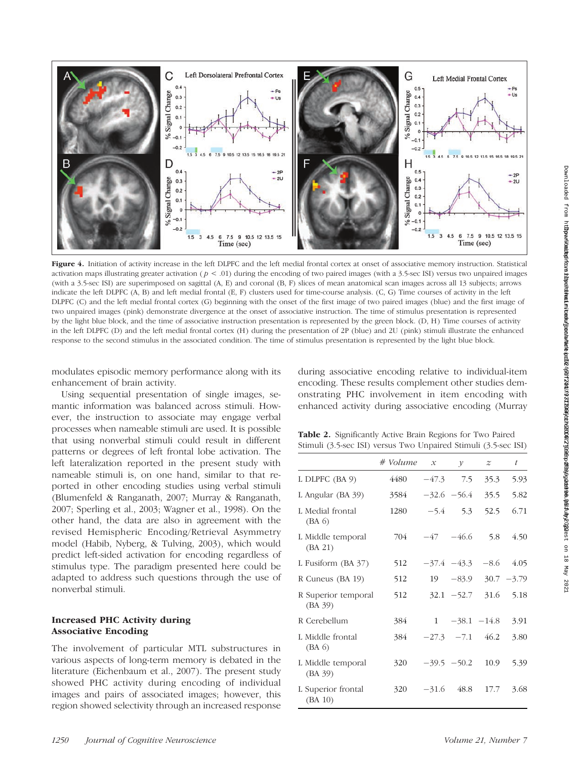**Figure 4.** Initiation of activity increase in the left DLPFC and the left medial frontal cortex at onset of associative memory instruction. Statistical activation maps illustrating greater activation ($p < .01$) during the encoding of two paired images (with a 3.5-sec ISI) versus two unpaired images (with a 3.5-sec ISI) are superimposed on sagittal (A, E) and coronal (B, F) slices of mean anatomical scan images across all 13 subjects; arrows indicate the left DLPFC (A, B) and left medial frontal (E, F) clusters used for time-course analysis. (C, G) Time courses of activity in the left DLPFC (C) and the left medial frontal cortex (G) beginning with the onset of the first image of two paired images (blue) and the first image of two unpaired images (pink) demonstrate divergence at the onset of associative instruction. The time of stimulus presentation is represented by the light blue block, and the time of associative instruction presentation is represented by the green block. (D, H) Time courses of activity in the left DLPFC (D) and the left medial frontal cortex (H) during the presentation of 2P (blue) and 2U (pink) stimuli illustrate the enhanced response to the second stimulus in the associated condition. The time of stimulus presentation is represented by the light blue block.

modulates episodic memory performance along with its enhancement of brain activity.

Using sequential presentation of single images, semantic information was balanced across stimuli. However, the instruction to associate may engage verbal processes when nameable stimuli are used. It is possible that using nonverbal stimuli could result in different patterns or degrees of left frontal lobe activation. The left lateralization reported in the present study with nameable stimuli is, on one hand, similar to that reported in other encoding studies using verbal stimuli (Blumenfeld & Ranganath, 2007; Murray & Ranganath, 2007; Sperling et al., 2003; Wagner et al., 1998). On the other hand, the data are also in agreement with the revised Hemispheric Encoding/Retrieval Asymmetry model (Habib, Nyberg, & Tulving, 2003), which would predict left-sided activation for encoding regardless of stimulus type. The paradigm presented here could be adapted to address such questions through the use of nonverbal stimuli.

### Increased PHC Activity during Associative Encoding

The involvement of particular MTL substructures in various aspects of long-term memory is debated in the literature (Eichenbaum et al., 2007). The present study showed PHC activity during encoding of individual images and pairs of associated images; however, this region showed selectivity through an increased response during associative encoding relative to individual-item encoding. These results complement other studies demonstrating PHC involvement in item encoding with enhanced activity during associative encoding (Murray

**Table 2.** Significantly Active Brain Regions for Two Paired Stimuli (3.5-sec ISI) versus Two Unpaired Stimuli (3.5-sec ISI)

| | # *Volume* | *x* | *y* | *z* | *t* |
|---|---|---|---|---|---|
| L DLPFC (BA 9) | 4480 | −47.3 | 7.5 | 35.3 | 5.93 |
| L Angular (BA 39) | 3584 | −32.6 | −56.4 | 35.5 | 5.82 |
| L Medial frontal (BA 6) | 1280 | −5.4 | 5.3 | 52.5 | 6.71 |
| L Middle temporal (BA 21) | 704 | −47 | −46.6 | 5.8 | 4.50 |
| L Fusiform (BA 37) | 512 | −37.4 | −43.3 | −8.6 | 4.05 |
| R Cuneus (BA 19) | 512 | 19 | −83.9 | 30.7 | −3.79 |
| R Superior temporal (BA 39) | 512 | 32.1 | −52.7 | 31.6 | 5.18 |
| R Cerebellum | 384 | 1 | −38.1 | −14.8 | 3.91 |
| L Middle frontal (BA 6) | 384 | −27.3 | −7.1 | 46.2 | 3.80 |
| L Middle temporal (BA 39) | 320 | −39.5 | −50.2 | 10.9 | 5.39 |
| L Superior frontal (BA 10) | 320 | −31.6 | 48.8 | 17.7 | 3.68 |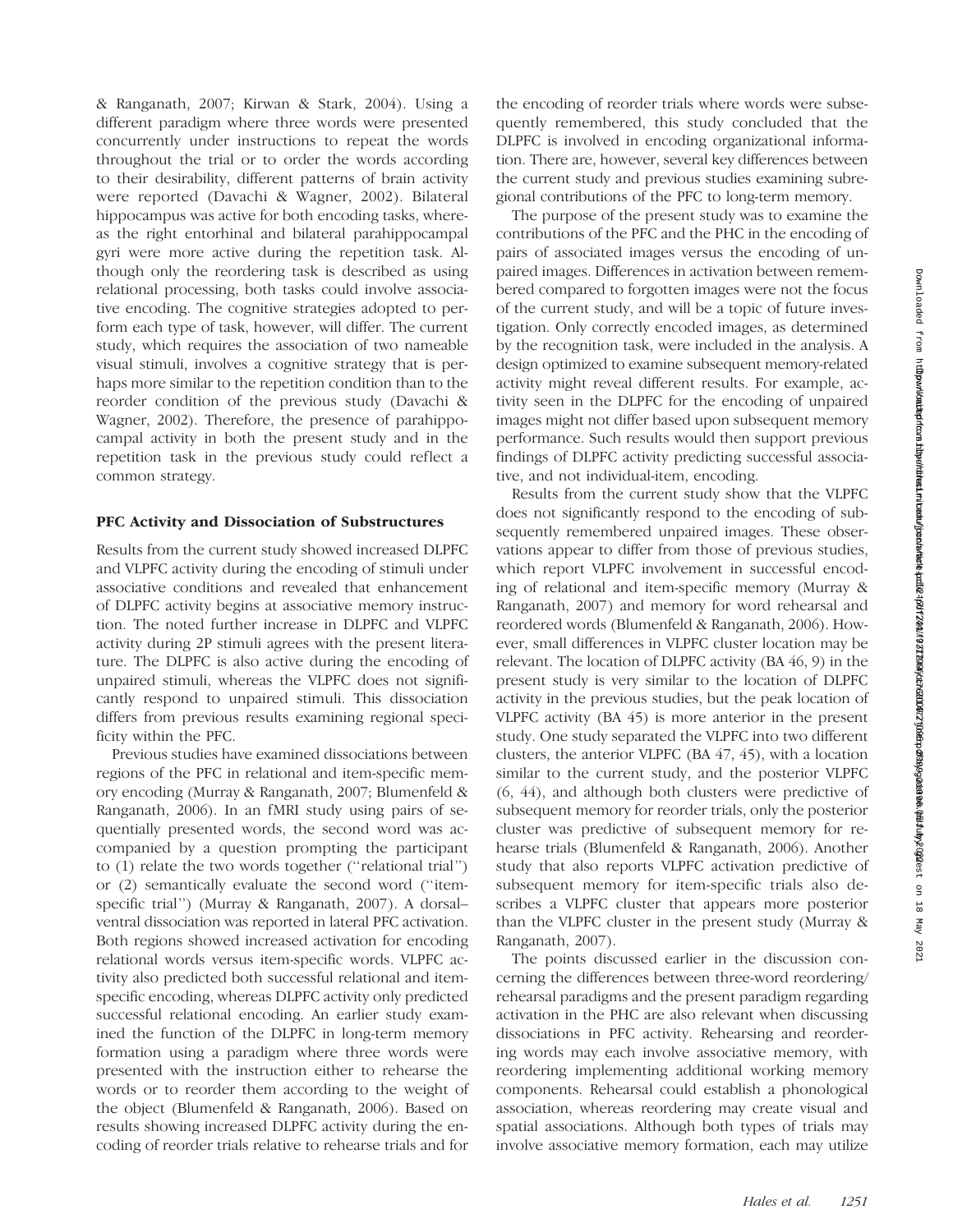& Ranganath, 2007; Kirwan & Stark, 2004). Using a different paradigm where three words were presented concurrently under instructions to repeat the words throughout the trial or to order the words according to their desirability, different patterns of brain activity were reported (Davachi & Wagner, 2002). Bilateral hippocampus was active for both encoding tasks, whereas the right entorhinal and bilateral parahippocampal gyri were more active during the repetition task. Although only the reordering task is described as using relational processing, both tasks could involve associative encoding. The cognitive strategies adopted to perform each type of task, however, will differ. The current study, which requires the association of two nameable visual stimuli, involves a cognitive strategy that is perhaps more similar to the repetition condition than to the reorder condition of the previous study (Davachi & Wagner, 2002). Therefore, the presence of parahippocampal activity in both the present study and in the repetition task in the previous study could reflect a common strategy.

### PFC Activity and Dissociation of Substructures

Results from the current study showed increased DLPFC and VLPFC activity during the encoding of stimuli under associative conditions and revealed that enhancement of DLPFC activity begins at associative memory instruction. The noted further increase in DLPFC and VLPFC activity during 2P stimuli agrees with the present literature. The DLPFC is also active during the encoding of unpaired stimuli, whereas the VLPFC does not significantly respond to unpaired stimuli. This dissociation differs from previous results examining regional specificity within the PFC.

Previous studies have examined dissociations between regions of the PFC in relational and item-specific memory encoding (Murray & Ranganath, 2007; Blumenfeld & Ranganath, 2006). In an fMRI study using pairs of sequentially presented words, the second word was accompanied by a question prompting the participant to (1) relate the two words together (''relational trial'') or (2) semantically evaluate the second word (''item-specific trial'') (Murray & Ranganath, 2007). A dorsal–ventral dissociation was reported in lateral PFC activation. Both regions showed increased activation for encoding relational words versus item-specific words. VLPFC activity also predicted both successful relational and item-specific encoding, whereas DLPFC activity only predicted successful relational encoding. An earlier study examined the function of the DLPFC in long-term memory formation using a paradigm where three words were presented with the instruction either to rehearse the words or to reorder them according to the weight of the object (Blumenfeld & Ranganath, 2006). Based on results showing increased DLPFC activity during the encoding of reorder trials relative to rehearse trials and for the encoding of reorder trials where words were subsequently remembered, this study concluded that the DLPFC is involved in encoding organizational information. There are, however, several key differences between the current study and previous studies examining subregional contributions of the PFC to long-term memory.

The purpose of the present study was to examine the contributions of the PFC and the PHC in the encoding of pairs of associated images versus the encoding of unpaired images. Differences in activation between remembered compared to forgotten images were not the focus of the current study, and will be a topic of future investigation. Only correctly encoded images, as determined by the recognition task, were included in the analysis. A design optimized to examine subsequent memory-related activity might reveal different results. For example, activity seen in the DLPFC for the encoding of unpaired images might not differ based upon subsequent memory performance. Such results would then support previous findings of DLPFC activity predicting successful associative, and not individual-item, encoding.

Results from the current study show that the VLPFC does not significantly respond to the encoding of subsequently remembered unpaired images. These observations appear to differ from those of previous studies, which report VLPFC involvement in successful encoding of relational and item-specific memory (Murray & Ranganath, 2007) and memory for word rehearsal and reordered words (Blumenfeld & Ranganath, 2006). However, small differences in VLPFC cluster location may be relevant. The location of DLPFC activity (BA 46, 9) in the present study is very similar to the location of DLPFC activity in the previous studies, but the peak location of VLPFC activity (BA 45) is more anterior in the present study. One study separated the VLPFC into two different clusters, the anterior VLPFC (BA 47, 45), with a location similar to the current study, and the posterior VLPFC (6, 44), and although both clusters were predictive of subsequent memory for reorder trials, only the posterior cluster was predictive of subsequent memory for rehearse trials (Blumenfeld & Ranganath, 2006). Another study that also reports VLPFC activation predictive of subsequent memory for item-specific trials also describes a VLPFC cluster that appears more posterior than the VLPFC cluster in the present study (Murray & Ranganath, 2007).

The points discussed earlier in the discussion concerning the differences between three-word reordering/rehearsal paradigms and the present paradigm regarding activation in the PHC are also relevant when discussing dissociations in PFC activity. Rehearsing and reordering words may each involve associative memory, with reordering implementing additional working memory components. Rehearsal could establish a phonological association, whereas reordering may create visual and spatial associations. Although both types of trials may involve associative memory formation, each may utilize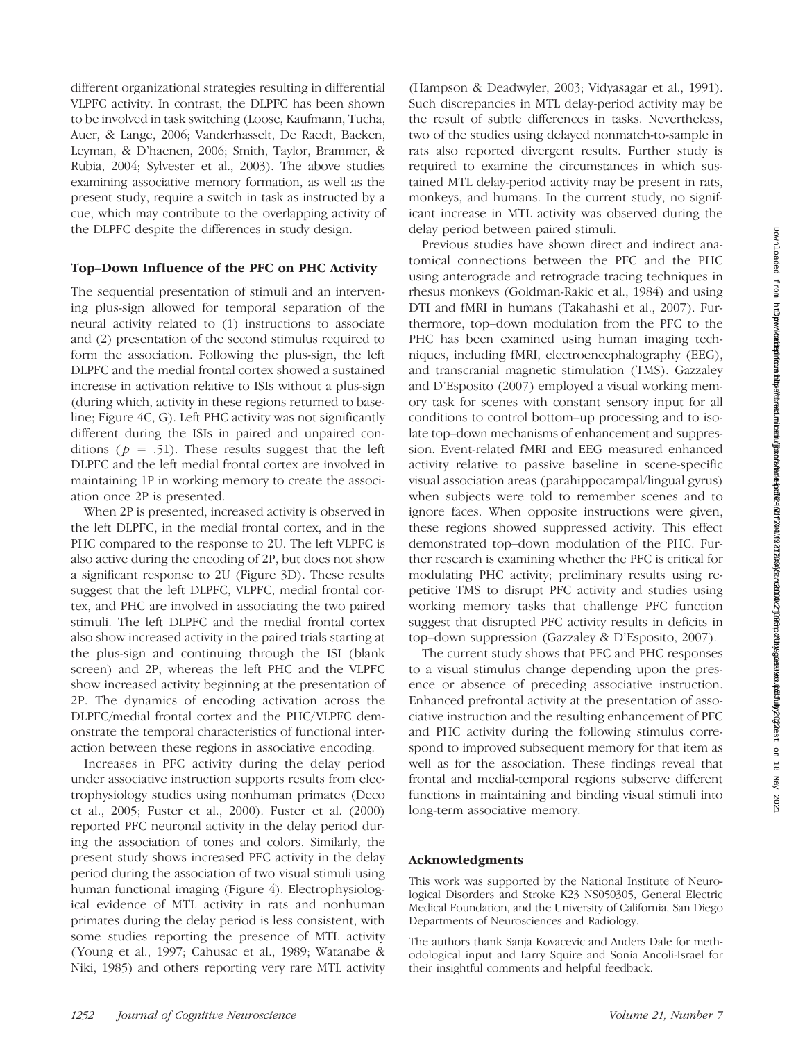different organizational strategies resulting in differential VLPFC activity. In contrast, the DLPFC has been shown to be involved in task switching (Loose, Kaufmann, Tucha, Auer, & Lange, 2006; Vanderhasselt, De Raedt, Baeken, Leyman, & D'haenen, 2006; Smith, Taylor, Brammer, & Rubia, 2004; Sylvester et al., 2003). The above studies examining associative memory formation, as well as the present study, require a switch in task as instructed by a cue, which may contribute to the overlapping activity of the DLPFC despite the differences in study design.

### Top–Down Influence of the PFC on PHC Activity

The sequential presentation of stimuli and an intervening plus-sign allowed for temporal separation of the neural activity related to (1) instructions to associate and (2) presentation of the second stimulus required to form the association. Following the plus-sign, the left DLPFC and the medial frontal cortex showed a sustained increase in activation relative to ISIs without a plus-sign (during which, activity in these regions returned to baseline; Figure 4C, G). Left PHC activity was not significantly different during the ISIs in paired and unpaired conditions ($p = .51$). These results suggest that the left DLPFC and the left medial frontal cortex are involved in maintaining 1P in working memory to create the association once 2P is presented.

When 2P is presented, increased activity is observed in the left DLPFC, in the medial frontal cortex, and in the PHC compared to the response to 2U. The left VLPFC is also active during the encoding of 2P, but does not show a significant response to 2U (Figure 3D). These results suggest that the left DLPFC, VLPFC, medial frontal cortex, and PHC are involved in associating the two paired stimuli. The left DLPFC and the medial frontal cortex also show increased activity in the paired trials starting at the plus-sign and continuing through the ISI (blank screen) and 2P, whereas the left PHC and the VLPFC show increased activity beginning at the presentation of 2P. The dynamics of encoding activation across the DLPFC/medial frontal cortex and the PHC/VLPFC demonstrate the temporal characteristics of functional interaction between these regions in associative encoding.

Increases in PFC activity during the delay period under associative instruction supports results from electrophysiology studies using nonhuman primates (Deco et al., 2005; Fuster et al., 2000). Fuster et al. (2000) reported PFC neuronal activity in the delay period during the association of tones and colors. Similarly, the present study shows increased PFC activity in the delay period during the association of two visual stimuli using human functional imaging (Figure 4). Electrophysiological evidence of MTL activity in rats and nonhuman primates during the delay period is less consistent, with some studies reporting the presence of MTL activity (Young et al., 1997; Cahusac et al., 1989; Watanabe & Niki, 1985) and others reporting very rare MTL activity (Hampson & Deadwyler, 2003; Vidyasagar et al., 1991). Such discrepancies in MTL delay-period activity may be the result of subtle differences in tasks. Nevertheless, two of the studies using delayed nonmatch-to-sample in rats also reported divergent results. Further study is required to examine the circumstances in which sustained MTL delay-period activity may be present in rats, monkeys, and humans. In the current study, no significant increase in MTL activity was observed during the delay period between paired stimuli.

Previous studies have shown direct and indirect anatomical connections between the PFC and the PHC using anterograde and retrograde tracing techniques in rhesus monkeys (Goldman-Rakic et al., 1984) and using DTI and fMRI in humans (Takahashi et al., 2007). Furthermore, top–down modulation from the PFC to the PHC has been examined using human imaging techniques, including fMRI, electroencephalography (EEG), and transcranial magnetic stimulation (TMS). Gazzaley and D'Esposito (2007) employed a visual working memory task for scenes with constant sensory input for all conditions to control bottom–up processing and to isolate top–down mechanisms of enhancement and suppression. Event-related fMRI and EEG measured enhanced activity relative to passive baseline in scene-specific visual association areas (parahippocampal/lingual gyrus) when subjects were told to remember scenes and to ignore faces. When opposite instructions were given, these regions showed suppressed activity. This effect demonstrated top–down modulation of the PHC. Further research is examining whether the PFC is critical for modulating PHC activity; preliminary results using repetitive TMS to disrupt PFC activity and studies using working memory tasks that challenge PFC function suggest that disrupted PFC activity results in deficits in top–down suppression (Gazzaley & D'Esposito, 2007).

The current study shows that PFC and PHC responses to a visual stimulus change depending upon the presence or absence of preceding associative instruction. Enhanced prefrontal activity at the presentation of associative instruction and the resulting enhancement of PFC and PHC activity during the following stimulus correspond to improved subsequent memory for that item as well as for the association. These findings reveal that frontal and medial-temporal regions subserve different functions in maintaining and binding visual stimuli into long-term associative memory.

### Acknowledgments

This work was supported by the National Institute of Neurological Disorders and Stroke K23 NS050305, General Electric Medical Foundation, and the University of California, San Diego Departments of Neurosciences and Radiology.

The authors thank Sanja Kovacevic and Anders Dale for methodological input and Larry Squire and Sonia Ancoli-Israel for their insightful comments and helpful feedback.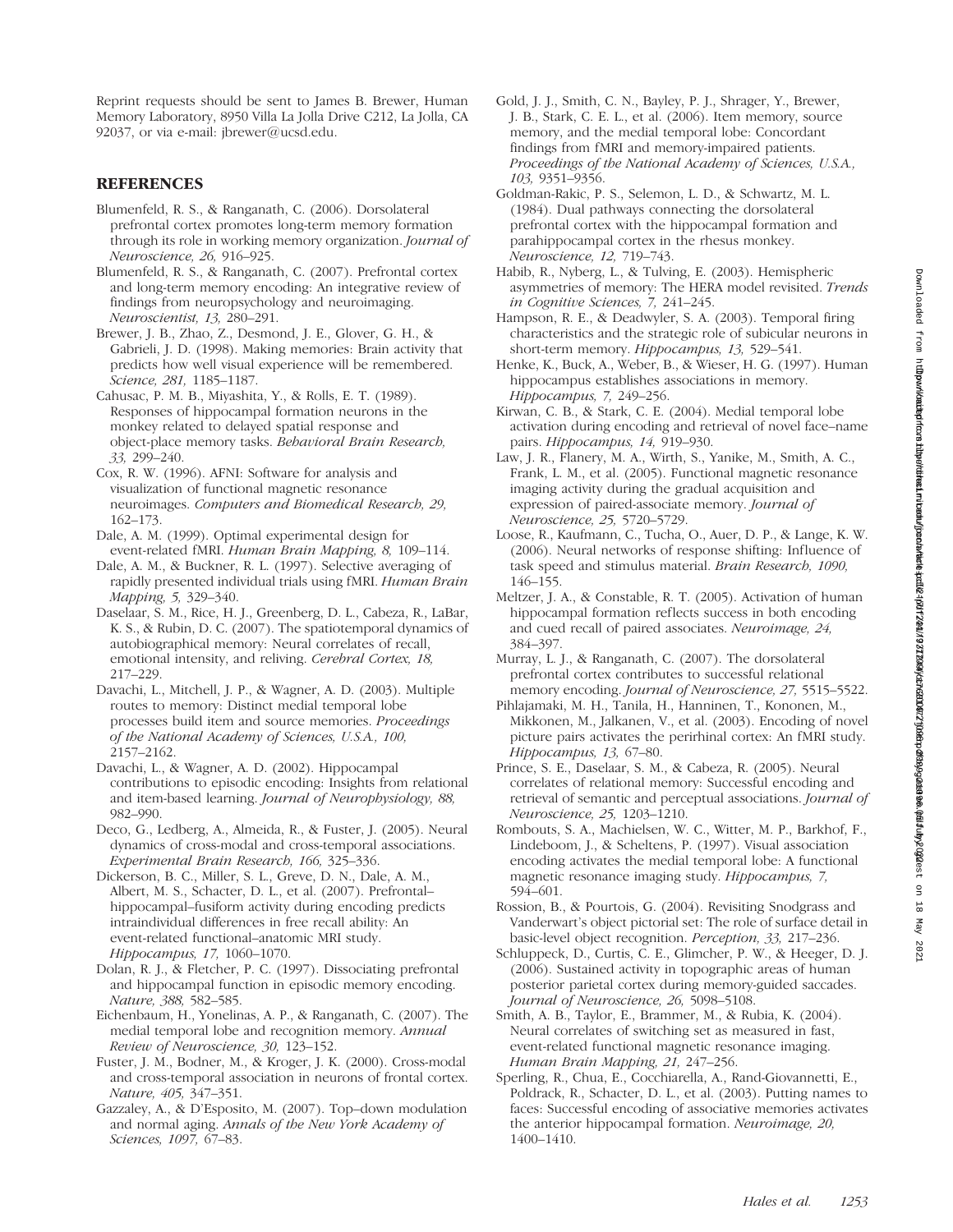Reprint requests should be sent to James B. Brewer, Human Memory Laboratory, 8950 Villa La Jolla Drive C212, La Jolla, CA 92037, or via e-mail: jbrewer@ucsd.edu.

## REFERENCES

Blumenfeld, R. S., & Ranganath, C. (2006). Dorsolateral prefrontal cortex promotes long-term memory formation through its role in working memory organization. *Journal of Neuroscience, 26,* 916–925.

Blumenfeld, R. S., & Ranganath, C. (2007). Prefrontal cortex and long-term memory encoding: An integrative review of findings from neuropsychology and neuroimaging. *Neuroscientist, 13,* 280–291.

Brewer, J. B., Zhao, Z., Desmond, J. E., Glover, G. H., & Gabrieli, J. D. (1998). Making memories: Brain activity that predicts how well visual experience will be remembered. *Science, 281,* 1185–1187.

Cahusac, P. M. B., Miyashita, Y., & Rolls, E. T. (1989). Responses of hippocampal formation neurons in the monkey related to delayed spatial response and object-place memory tasks. *Behavioral Brain Research, 33,* 299–240.

Cox, R. W. (1996). AFNI: Software for analysis and visualization of functional magnetic resonance neuroimages. *Computers and Biomedical Research, 29,* 162–173.

Dale, A. M. (1999). Optimal experimental design for event-related fMRI. *Human Brain Mapping, 8,* 109–114.

Dale, A. M., & Buckner, R. L. (1997). Selective averaging of rapidly presented individual trials using fMRI. *Human Brain Mapping, 5,* 329–340.

Daselaar, S. M., Rice, H. J., Greenberg, D. L., Cabeza, R., LaBar, K. S., & Rubin, D. C. (2007). The spatiotemporal dynamics of autobiographical memory: Neural correlates of recall, emotional intensity, and reliving. *Cerebral Cortex, 18,* 217–229.

Davachi, L., Mitchell, J. P., & Wagner, A. D. (2003). Multiple routes to memory: Distinct medial temporal lobe processes build item and source memories. *Proceedings of the National Academy of Sciences, U.S.A., 100,* 2157–2162.

Davachi, L., & Wagner, A. D. (2002). Hippocampal contributions to episodic encoding: Insights from relational and item-based learning. *Journal of Neurophysiology, 88,* 982–990.

Deco, G., Ledberg, A., Almeida, R., & Fuster, J. (2005). Neural dynamics of cross-modal and cross-temporal associations. *Experimental Brain Research, 166,* 325–336.

Dickerson, B. C., Miller, S. L., Greve, D. N., Dale, A. M., Albert, M. S., Schacter, D. L., et al. (2007). Prefrontal–hippocampal–fusiform activity during encoding predicts intraindividual differences in free recall ability: An event-related functional–anatomic MRI study. *Hippocampus, 17,* 1060–1070.

Dolan, R. J., & Fletcher, P. C. (1997). Dissociating prefrontal and hippocampal function in episodic memory encoding. *Nature, 388,* 582–585.

Eichenbaum, H., Yonelinas, A. P., & Ranganath, C. (2007). The medial temporal lobe and recognition memory. *Annual Review of Neuroscience, 30,* 123–152.

Fuster, J. M., Bodner, M., & Kroger, J. K. (2000). Cross-modal and cross-temporal association in neurons of frontal cortex. *Nature, 405,* 347–351.

Gazzaley, A., & D'Esposito, M. (2007). Top–down modulation and normal aging. *Annals of the New York Academy of Sciences, 1097,* 67–83.

Gold, J. J., Smith, C. N., Bayley, P. J., Shrager, Y., Brewer, J. B., Stark, C. E. L., et al. (2006). Item memory, source memory, and the medial temporal lobe: Concordant findings from fMRI and memory-impaired patients. *Proceedings of the National Academy of Sciences, U.S.A., 103,* 9351–9356.

Goldman-Rakic, P. S., Selemon, L. D., & Schwartz, M. L. (1984). Dual pathways connecting the dorsolateral prefrontal cortex with the hippocampal formation and parahippocampal cortex in the rhesus monkey. *Neuroscience, 12,* 719–743.

Habib, R., Nyberg, L., & Tulving, E. (2003). Hemispheric asymmetries of memory: The HERA model revisited. *Trends in Cognitive Sciences, 7,* 241–245.

Hampson, R. E., & Deadwyler, S. A. (2003). Temporal firing characteristics and the strategic role of subicular neurons in short-term memory. *Hippocampus, 13,* 529–541.

Henke, K., Buck, A., Weber, B., & Wieser, H. G. (1997). Human hippocampus establishes associations in memory. *Hippocampus, 7,* 249–256.

Kirwan, C. B., & Stark, C. E. (2004). Medial temporal lobe activation during encoding and retrieval of novel face–name pairs. *Hippocampus, 14,* 919–930.

Law, J. R., Flanery, M. A., Wirth, S., Yanike, M., Smith, A. C., Frank, L. M., et al. (2005). Functional magnetic resonance imaging activity during the gradual acquisition and expression of paired-associate memory. *Journal of Neuroscience, 25,* 5720–5729.

Loose, R., Kaufmann, C., Tucha, O., Auer, D. P., & Lange, K. W. (2006). Neural networks of response shifting: Influence of task speed and stimulus material. *Brain Research, 1090,* 146–155.

Meltzer, J. A., & Constable, R. T. (2005). Activation of human hippocampal formation reflects success in both encoding and cued recall of paired associates. *Neuroimage, 24,* 384–397.

Murray, L. J., & Ranganath, C. (2007). The dorsolateral prefrontal cortex contributes to successful relational memory encoding. *Journal of Neuroscience, 27,* 5515–5522.

Pihlajamaki, M. H., Tanila, H., Hanninen, T., Kononen, M., Mikkonen, M., Jalkanen, V., et al. (2003). Encoding of novel picture pairs activates the perirhinal cortex: An fMRI study. *Hippocampus, 13,* 67–80.

Prince, S. E., Daselaar, S. M., & Cabeza, R. (2005). Neural correlates of relational memory: Successful encoding and retrieval of semantic and perceptual associations. *Journal of Neuroscience, 25,* 1203–1210.

Rombouts, S. A., Machielsen, W. C., Witter, M. P., Barkhof, F., Lindeboom, J., & Scheltens, P. (1997). Visual association encoding activates the medial temporal lobe: A functional magnetic resonance imaging study. *Hippocampus, 7,* 594–601.

Rossion, B., & Pourtois, G. (2004). Revisiting Snodgrass and Vanderwart's object pictorial set: The role of surface detail in basic-level object recognition. *Perception, 33,* 217–236.

Schluppeck, D., Curtis, C. E., Glimcher, P. W., & Heeger, D. J. (2006). Sustained activity in topographic areas of human posterior parietal cortex during memory-guided saccades. *Journal of Neuroscience, 26,* 5098–5108.

Smith, A. B., Taylor, E., Brammer, M., & Rubia, K. (2004). Neural correlates of switching set as measured in fast, event-related functional magnetic resonance imaging. *Human Brain Mapping, 21,* 247–256.

Sperling, R., Chua, E., Cocchiarella, A., Rand-Giovannetti, E., Poldrack, R., Schacter, D. L., et al. (2003). Putting names to faces: Successful encoding of associative memories activates the anterior hippocampal formation. *Neuroimage, 20,* 1400–1410.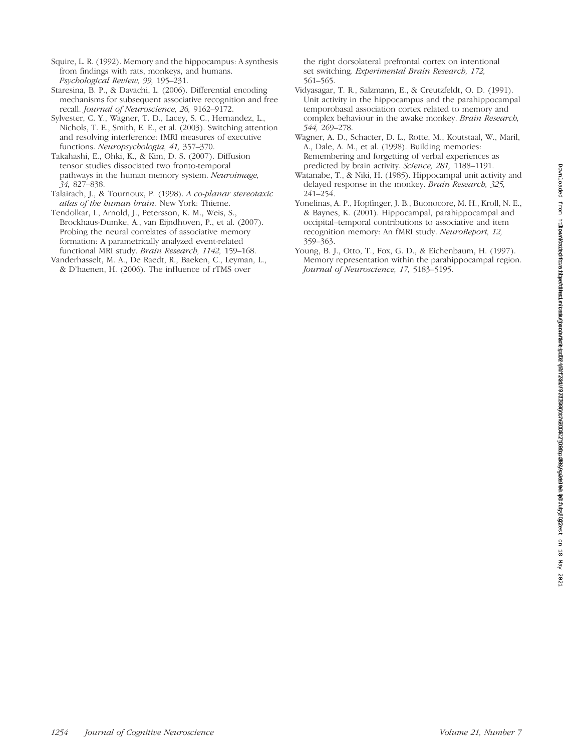Squire, L. R. (1992). Memory and the hippocampus: A synthesis from findings with rats, monkeys, and humans. *Psychological Review, 99,* 195–231.

Staresina, B. P., & Davachi, L. (2006). Differential encoding mechanisms for subsequent associative recognition and free recall. *Journal of Neuroscience, 26,* 9162–9172.

Sylvester, C. Y., Wagner, T. D., Lacey, S. C., Hernandez, L., Nichols, T. E., Smith, E. E., et al. (2003). Switching attention and resolving interference: fMRI measures of executive functions. *Neuropsychologia, 41,* 357–370.

Takahashi, E., Ohki, K., & Kim, D. S. (2007). Diffusion tensor studies dissociated two fronto-temporal pathways in the human memory system. *Neuroimage, 34,* 827–838.

Talairach, J., & Tournoux, P. (1998). *A co-planar stereotaxic atlas of the human brain*. New York: Thieme.

Tendolkar, I., Arnold, J., Petersson, K. M., Weis, S., Brockhaus-Dumke, A., van Eijndhoven, P., et al. (2007). Probing the neural correlates of associative memory formation: A parametrically analyzed event-related functional MRI study. *Brain Research, 1142,* 159–168.

Vanderhasselt, M. A., De Raedt, R., Baeken, C., Leyman, L., & D'haenen, H. (2006). The influence of rTMS over the right dorsolateral prefrontal cortex on intentional set switching. *Experimental Brain Research, 172,* 561–565.

Vidyasagar, T. R., Salzmann, E., & Creutzfeldt, O. D. (1991). Unit activity in the hippocampus and the parahippocampal temporobasal association cortex related to memory and complex behaviour in the awake monkey. *Brain Research, 544,* 269–278.

Wagner, A. D., Schacter, D. L., Rotte, M., Koutstaal, W., Maril, A., Dale, A. M., et al. (1998). Building memories: Remembering and forgetting of verbal experiences as predicted by brain activity. *Science, 281,* 1188–1191.

Watanabe, T., & Niki, H. (1985). Hippocampal unit activity and delayed response in the monkey. *Brain Research, 325,* 241–254.

Yonelinas, A. P., Hopfinger, J. B., Buonocore, M. H., Kroll, N. E., & Baynes, K. (2001). Hippocampal, parahippocampal and occipital–temporal contributions to associative and item recognition memory: An fMRI study. *NeuroReport, 12,* 359–363.

Young, B. J., Otto, T., Fox, G. D., & Eichenbaum, H. (1997). Memory representation within the parahippocampal region. *Journal of Neuroscience, 17,* 5183–5195.